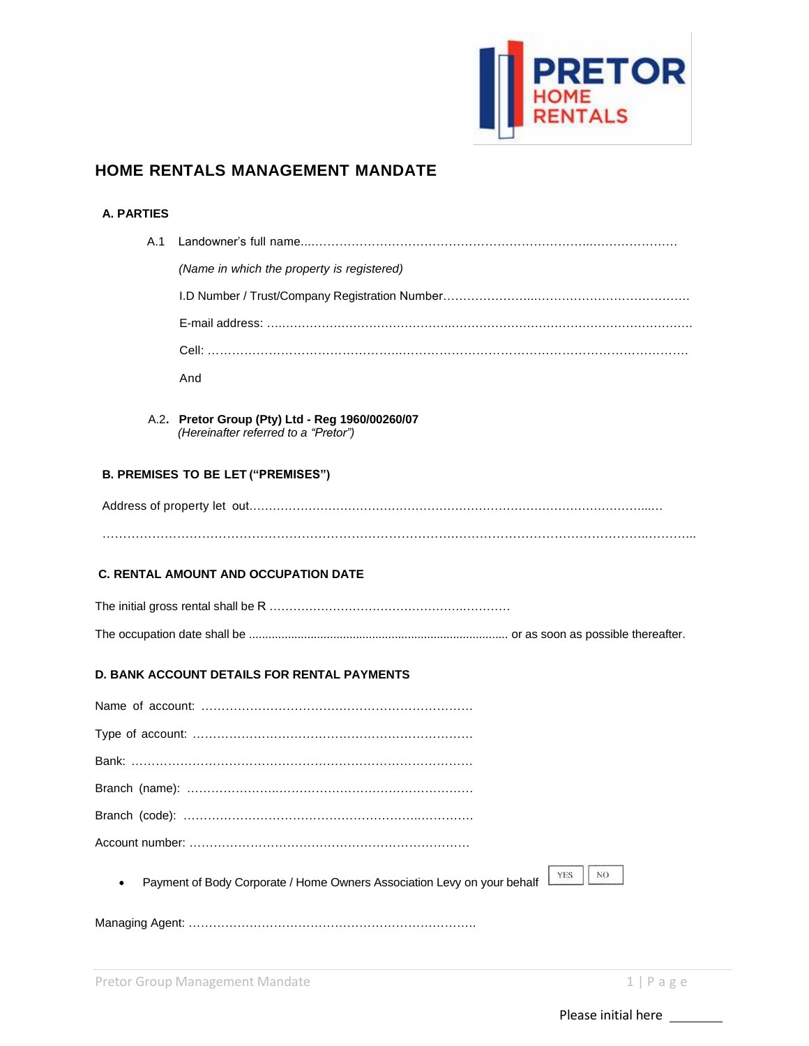# HOME RENTALS MANAGEMENT MANDATE

## A. PARTIES

A.1 Landowner's full name.....................................................................................................

*(Name in which the property is registered)*

I.D Number / Trust/Company Registration Number.......................................................................

E-mail address: .............................................................................................................................

Cell: ...............................................................................................................................................

And

A.2. **Pretor Group (Pty) Ltd - Reg 1960/00260/07**
*(Hereinafter referred to a "Pretor")*

## B. PREMISES TO BE LET ("PREMISES")

Address of property let out..............................................................................................................

..................................................................................................................................................................

## C. RENTAL AMOUNT AND OCCUPATION DATE

The initial gross rental shall be R ...........................................................

The occupation date shall be ............................................................................... or as soon as possible thereafter.

## D. BANK ACCOUNT DETAILS FOR RENTAL PAYMENTS

Name of account: .................................................................

Type of account: ..................................................................

Bank: ......................................................................................

Branch (name): .....................................................................

Branch (code): ......................................................................

Account number: ...................................................................

- Payment of Body Corporate / Home Owners Association Levy on your behalf YES NO

Managing Agent: ...................................................................

Please initial here ________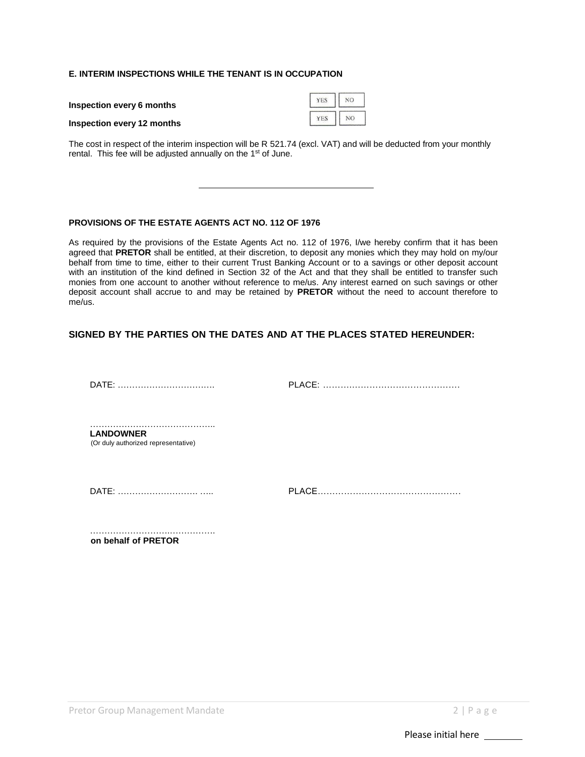**E. INTERIM INSPECTIONS WHILE THE TENANT IS IN OCCUPATION**

| | | |
|---|---|---|
| **Inspection every 6 months** | YES | NO |
| **Inspection every 12 months** | YES | NO |

The cost in respect of the interim inspection will be R 521.74 (excl. VAT) and will be deducted from your monthly rental. This fee will be adjusted annually on the 1st of June.

---

**PROVISIONS OF THE ESTATE AGENTS ACT NO. 112 OF 1976**

As required by the provisions of the Estate Agents Act no. 112 of 1976, I/we hereby confirm that it has been agreed that **PRETOR** shall be entitled, at their discretion, to deposit any monies which they may hold on my/our behalf from time to time, either to their current Trust Banking Account or to a savings or other deposit account with an institution of the kind defined in Section 32 of the Act and that they shall be entitled to transfer such monies from one account to another without reference to me/us. Any interest earned on such savings or other deposit account shall accrue to and may be retained by **PRETOR** without the need to account therefore to me/us.

**SIGNED BY THE PARTIES ON THE DATES AND AT THE PLACES STATED HEREUNDER:**

DATE: ……………………………. PLACE: …………………………………………

……………………………………..
**LANDOWNER**
(Or duly authorized representative)

DATE: ………………………. ….. PLACE…………………………………………

…………………….…………….
**on behalf of PRETOR**

Please initial here ________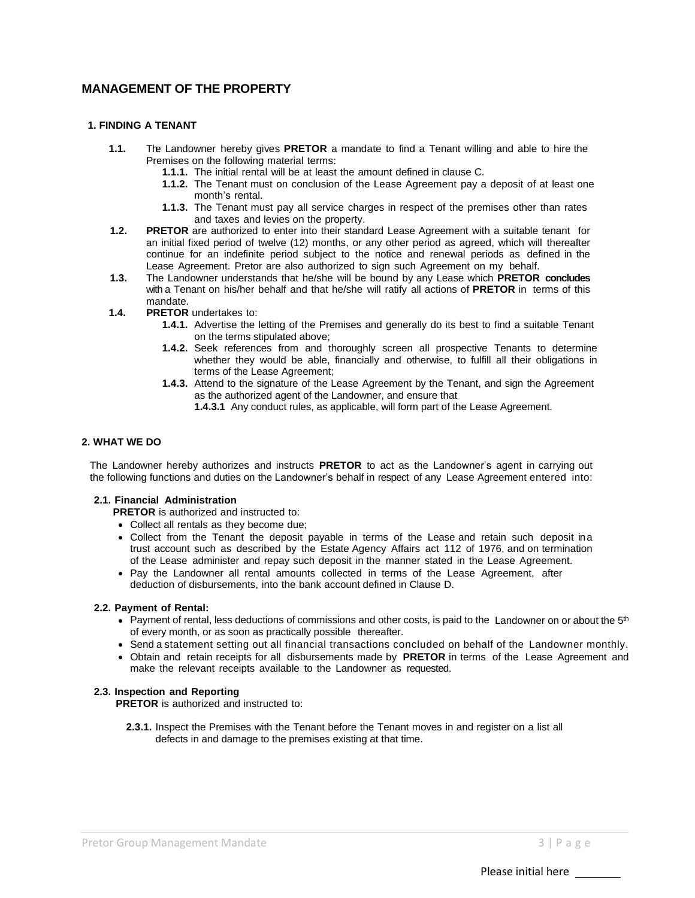## MANAGEMENT OF THE PROPERTY

### 1. FINDING A TENANT

**1.1.** The Landowner hereby gives **PRETOR** a mandate to find a Tenant willing and able to hire the Premises on the following material terms:

- **1.1.1.** The initial rental will be at least the amount defined in clause C.
- **1.1.2.** The Tenant must on conclusion of the Lease Agreement pay a deposit of at least one month's rental.
- **1.1.3.** The Tenant must pay all service charges in respect of the premises other than rates and taxes and levies on the property.

**1.2.** **PRETOR** are authorized to enter into their standard Lease Agreement with a suitable tenant for an initial fixed period of twelve (12) months, or any other period as agreed, which will thereafter continue for an indefinite period subject to the notice and renewal periods as defined in the Lease Agreement. Pretor are also authorized to sign such Agreement on my behalf.

**1.3.** The Landowner understands that he/she will be bound by any Lease which **PRETOR concludes** with a Tenant on his/her behalf and that he/she will ratify all actions of **PRETOR** in terms of this mandate.

**1.4.** **PRETOR** undertakes to:

- **1.4.1.** Advertise the letting of the Premises and generally do its best to find a suitable Tenant on the terms stipulated above;
- **1.4.2.** Seek references from and thoroughly screen all prospective Tenants to determine whether they would be able, financially and otherwise, to fulfill all their obligations in terms of the Lease Agreement;
- **1.4.3.** Attend to the signature of the Lease Agreement by the Tenant, and sign the Agreement as the authorized agent of the Landowner, and ensure that
  - **1.4.3.1** Any conduct rules, as applicable, will form part of the Lease Agreement.

### 2. WHAT WE DO

The Landowner hereby authorizes and instructs **PRETOR** to act as the Landowner's agent in carrying out the following functions and duties on the Landowner's behalf in respect of any Lease Agreement entered into:

**2.1. Financial Administration**

**PRETOR** is authorized and instructed to:

- Collect all rentals as they become due;
- Collect from the Tenant the deposit payable in terms of the Lease and retain such deposit in a trust account such as described by the Estate Agency Affairs act 112 of 1976, and on termination of the Lease administer and repay such deposit in the manner stated in the Lease Agreement.
- Pay the Landowner all rental amounts collected in terms of the Lease Agreement, after deduction of disbursements, into the bank account defined in Clause D.

**2.2. Payment of Rental:**

- Payment of rental, less deductions of commissions and other costs, is paid to the Landowner on or about the 5th of every month, or as soon as practically possible thereafter.
- Send a statement setting out all financial transactions concluded on behalf of the Landowner monthly.
- Obtain and retain receipts for all disbursements made by **PRETOR** in terms of the Lease Agreement and make the relevant receipts available to the Landowner as requested.

**2.3. Inspection and Reporting**

**PRETOR** is authorized and instructed to:

**2.3.1.** Inspect the Premises with the Tenant before the Tenant moves in and register on a list all defects in and damage to the premises existing at that time.

Please initial here ________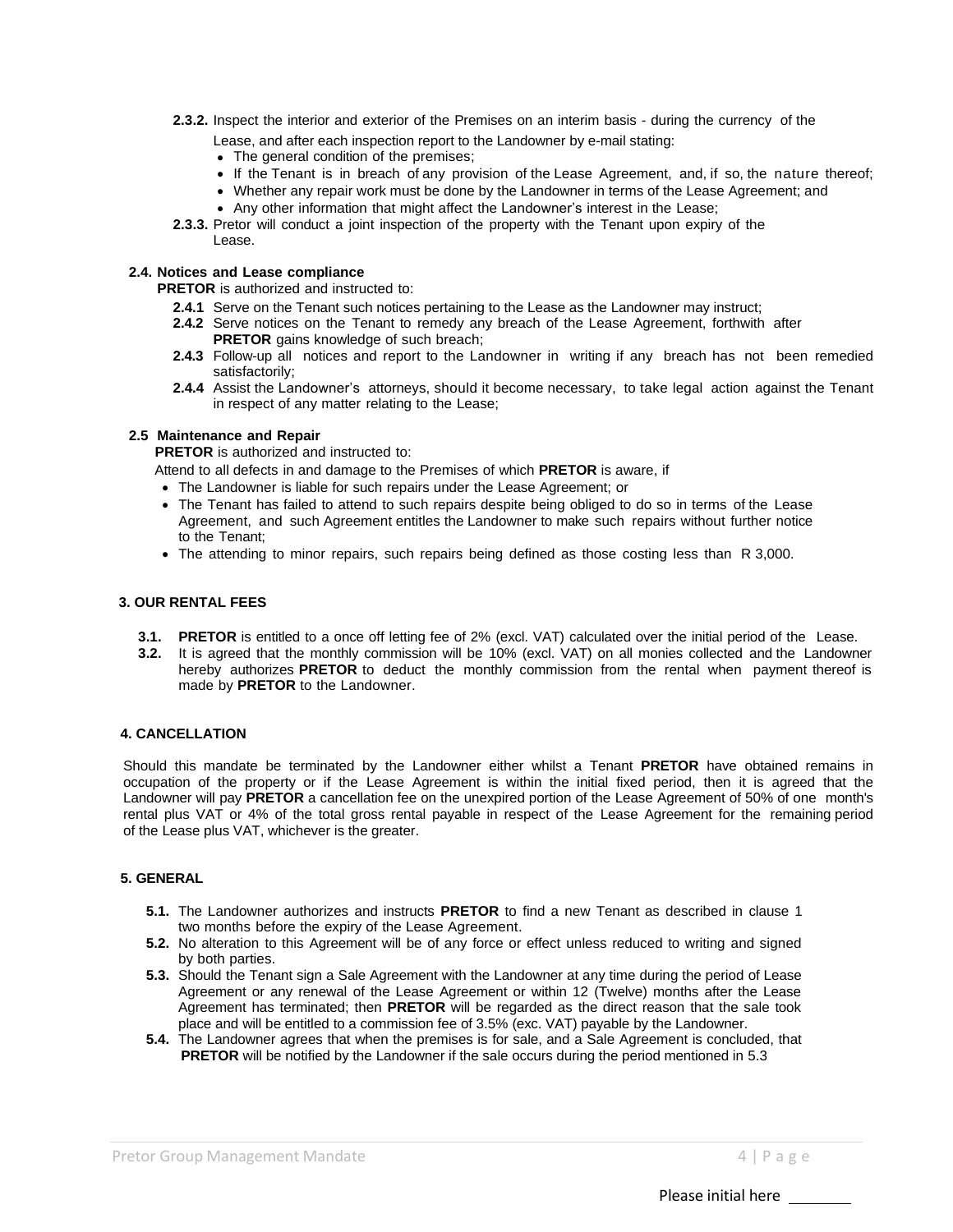**2.3.2.** Inspect the interior and exterior of the Premises on an interim basis - during the currency of the Lease, and after each inspection report to the Landowner by e-mail stating:

- The general condition of the premises;
- If the Tenant is in breach of any provision of the Lease Agreement, and, if so, the nature thereof;
- Whether any repair work must be done by the Landowner in terms of the Lease Agreement; and
- Any other information that might affect the Landowner's interest in the Lease;

**2.3.3.** Pretor will conduct a joint inspection of the property with the Tenant upon expiry of the Lease.

**2.4. Notices and Lease compliance**

**PRETOR** is authorized and instructed to:

**2.4.1** Serve on the Tenant such notices pertaining to the Lease as the Landowner may instruct;

**2.4.2** Serve notices on the Tenant to remedy any breach of the Lease Agreement, forthwith after **PRETOR** gains knowledge of such breach;

**2.4.3** Follow-up all notices and report to the Landowner in writing if any breach has not been remedied satisfactorily;

**2.4.4** Assist the Landowner's attorneys, should it become necessary, to take legal action against the Tenant in respect of any matter relating to the Lease;

**2.5 Maintenance and Repair**

**PRETOR** is authorized and instructed to:

Attend to all defects in and damage to the Premises of which **PRETOR** is aware, if

- The Landowner is liable for such repairs under the Lease Agreement; or
- The Tenant has failed to attend to such repairs despite being obliged to do so in terms of the Lease Agreement, and such Agreement entitles the Landowner to make such repairs without further notice to the Tenant;
- The attending to minor repairs, such repairs being defined as those costing less than R 3,000.

## 3. OUR RENTAL FEES

**3.1.** **PRETOR** is entitled to a once off letting fee of 2% (excl. VAT) calculated over the initial period of the Lease.

**3.2.** It is agreed that the monthly commission will be 10% (excl. VAT) on all monies collected and the Landowner hereby authorizes **PRETOR** to deduct the monthly commission from the rental when payment thereof is made by **PRETOR** to the Landowner.

## 4. CANCELLATION

Should this mandate be terminated by the Landowner either whilst a Tenant **PRETOR** have obtained remains in occupation of the property or if the Lease Agreement is within the initial fixed period, then it is agreed that the Landowner will pay **PRETOR** a cancellation fee on the unexpired portion of the Lease Agreement of 50% of one month's rental plus VAT or 4% of the total gross rental payable in respect of the Lease Agreement for the remaining period of the Lease plus VAT, whichever is the greater.

## 5. GENERAL

**5.1.** The Landowner authorizes and instructs **PRETOR** to find a new Tenant as described in clause 1 two months before the expiry of the Lease Agreement.

**5.2.** No alteration to this Agreement will be of any force or effect unless reduced to writing and signed by both parties.

**5.3.** Should the Tenant sign a Sale Agreement with the Landowner at any time during the period of Lease Agreement or any renewal of the Lease Agreement or within 12 (Twelve) months after the Lease Agreement has terminated; then **PRETOR** will be regarded as the direct reason that the sale took place and will be entitled to a commission fee of 3.5% (exc. VAT) payable by the Landowner.

**5.4.** The Landowner agrees that when the premises is for sale, and a Sale Agreement is concluded, that **PRETOR** will be notified by the Landowner if the sale occurs during the period mentioned in 5.3

Please initial here ________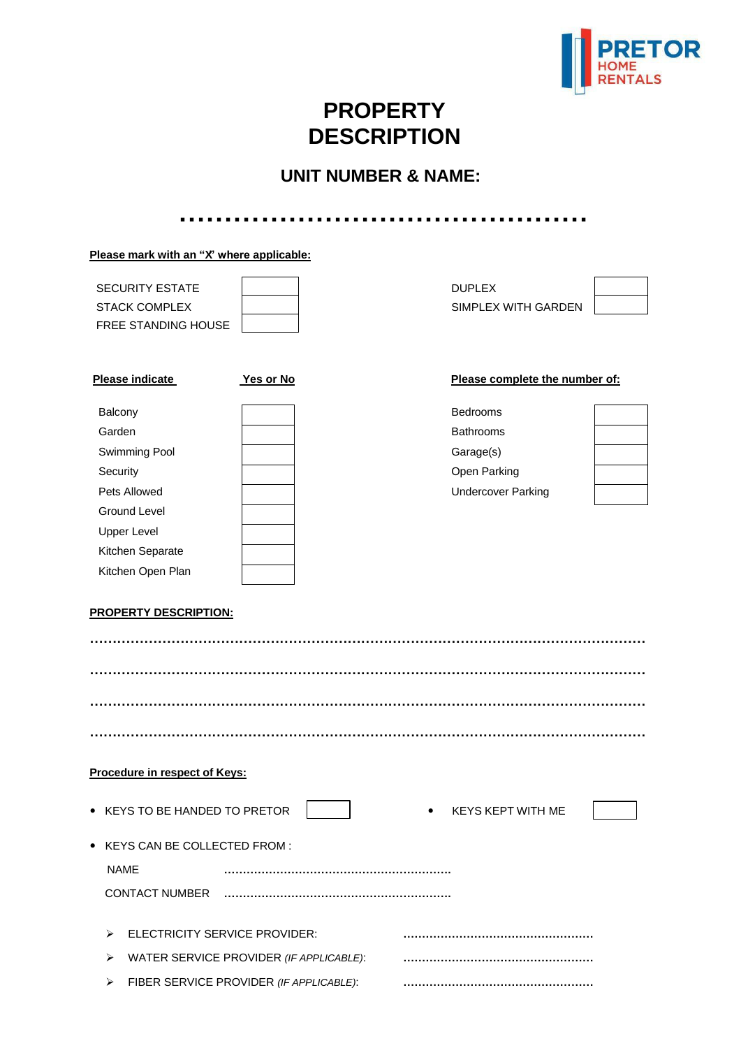PRETOR HOME RENTALS

# PROPERTY DESCRIPTION

## UNIT NUMBER & NAME:

..............................................

**Please mark with an "X' where applicable:**

| | | | |
|---|---|---|---|
| SECURITY ESTATE | | DUPLEX | |
| STACK COMPLEX | | SIMPLEX WITH GARDEN | |
| FREE STANDING HOUSE | | | |

| Please indicate | Yes or No | Please complete the number of: | |
|---|---|---|---|
| Balcony | | Bedrooms | |
| Garden | | Bathrooms | |
| Swimming Pool | | Garage(s) | |
| Security | | Open Parking | |
| Pets Allowed | | Undercover Parking | |
| Ground Level | | | |
| Upper Level | | | |
| Kitchen Separate | | | |
| Kitchen Open Plan | | | |

**PROPERTY DESCRIPTION:**

..........................................................................................................................

..........................................................................................................................

..........................................................................................................................

..........................................................................................................................

**Procedure in respect of Keys:**

- KEYS TO BE HANDED TO PRETOR [ ]
- KEYS KEPT WITH ME [ ]
- KEYS CAN BE COLLECTED FROM :

NAME ............................................................

CONTACT NUMBER ............................................................

- ➢ ELECTRICITY SERVICE PROVIDER: ..................................................
- ➢ WATER SERVICE PROVIDER *(IF APPLICABLE)*: ..................................................
- ➢ FIBER SERVICE PROVIDER *(IF APPLICABLE)*: ..................................................